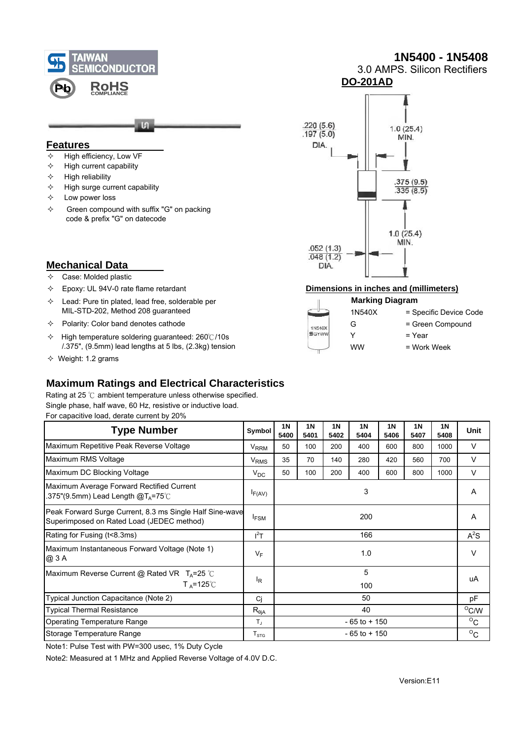TAIWAN SEMICONDUCTOR

RoHS COMPLIANCE

# 1N5400 - 1N5408

3.0 AMPS. Silicon Rectifiers

**DO-201AD**

## Features

- High efficiency, Low VF
- High current capability
- High reliability
- High surge current capability
- Low power loss
- Green compound with suffix "G" on packing code & prefix "G" on datecode

## Mechanical Data

- Case: Molded plastic
- Epoxy: UL 94V-0 rate flame retardant
- Lead: Pure tin plated, lead free, solderable per MIL-STD-202, Method 208 guaranteed
- Polarity: Color band denotes cathode
- High temperature soldering guaranteed: 260℃/10s /.375", (9.5mm) lead lengths at 5 lbs, (2.3kg) tension
- Weight: 1.2 grams

.220 (5.6) .197 (5.0) DIA.

1.0 (25.4) MIN.

.375 (9.5) .335 (8.5)

1.0 (25.4) MIN.

.052 (1.3) .048 (1.2) DIA.

**Dimensions in inches and (millimeters)**

**Marking Diagram**

| | |
|---|---|
| 1N540X | = Specific Device Code |
| G | = Green Compound |
| Y | = Year |
| WW | = Work Week |

## Maximum Ratings and Electrical Characteristics

Rating at 25 ℃ ambient temperature unless otherwise specified.
Single phase, half wave, 60 Hz, resistive or inductive load.
For capacitive load, derate current by 20%

| Type Number | Symbol | 1N 5400 | 1N 5401 | 1N 5402 | 1N 5404 | 1N 5406 | 1N 5407 | 1N 5408 | Unit |
|---|---|---|---|---|---|---|---|---|---|
| Maximum Repetitive Peak Reverse Voltage | $V_{RRM}$ | 50 | 100 | 200 | 400 | 600 | 800 | 1000 | V |
| Maximum RMS Voltage | $V_{RMS}$ | 35 | 70 | 140 | 280 | 420 | 560 | 700 | V |
| Maximum DC Blocking Voltage | $V_{DC}$ | 50 | 100 | 200 | 400 | 600 | 800 | 1000 | V |
| Maximum Average Forward Rectified Current .375"(9.5mm) Lead Length @$T_A$=75℃ | $I_{F(AV)}$ | 3 | | | | | | | A |
| Peak Forward Surge Current, 8.3 ms Single Half Sine-wave Superimposed on Rated Load (JEDEC method) | $I_{FSM}$ | 200 | | | | | | | A |
| Rating for Fusing (t<8.3ms) | $I^2T$ | 166 | | | | | | | $A^2S$ |
| Maximum Instantaneous Forward Voltage (Note 1) @ 3 A | $V_F$ | 1.0 | | | | | | | V |
| Maximum Reverse Current @ Rated VR $T_A$=25 ℃ / $T_A$=125℃ | $I_R$ | 5 / 100 | | | | | | | uA |
| Typical Junction Capacitance (Note 2) | Cj | 50 | | | | | | | pF |
| Typical Thermal Resistance | $R_{\theta jA}$ | 40 | | | | | | | $^{O}$C/W |
| Operating Temperature Range | $T_J$ | - 65 to + 150 | | | | | | | $^{O}$C |
| Storage Temperature Range | $T_{STG}$ | - 65 to + 150 | | | | | | | $^{O}$C |

Note1: Pulse Test with PW=300 usec, 1% Duty Cycle

Note2: Measured at 1 MHz and Applied Reverse Voltage of 4.0V D.C.

Version:E11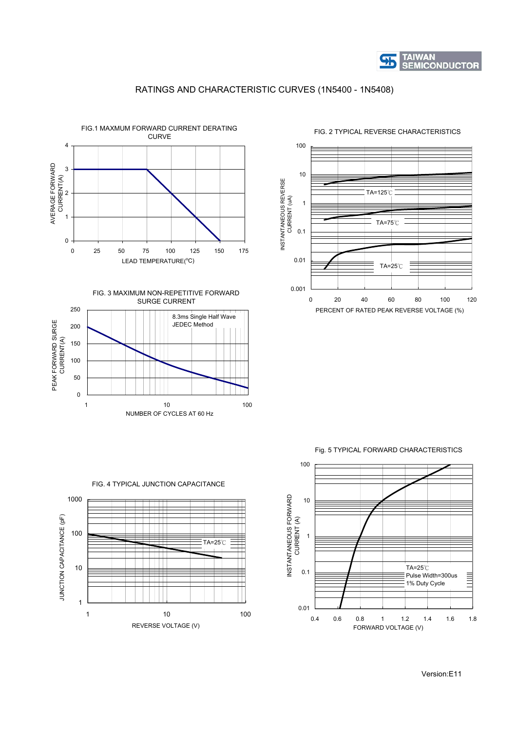# RATINGS AND CHARACTERISTIC CURVES (1N5400 - 1N5408)

FIG.1 MAXMUM FORWARD CURRENT DERATING CURVE

AVERAGE FORWARD CURRENT(A)

4
3
2
1
0

0 25 50 75 100 125 150 175

LEAD TEMPERATURE(°C)

FIG. 2 TYPICAL REVERSE CHARACTERISTICS

INSTANTANEOUS REVERSE CURRENT (uA)

100
10
1
0.1
0.01
0.001

TA=125℃

TA=75℃

TA=25℃

0 20 40 60 80 100 120

PERCENT OF RATED PEAK REVERSE VOLTAGE (%)

FIG. 3 MAXIMUM NON-REPETITIVE FORWARD SURGE CURRENT

PEAK FORWARD SURGE CURRENT(A)

250
200
150
100
50
0

8.3ms Single Half Wave
JEDEC Method

1 10 100

NUMBER OF CYCLES AT 60 Hz

FIG. 4 TYPICAL JUNCTION CAPACITANCE

JUNCTION CAPACITANCE (pF)

1000
100
10
1

TA=25℃

1 10 100

REVERSE VOLTAGE (V)

Fig. 5 TYPICAL FORWARD CHARACTERISTICS

INSTANTANEOUS FORWARD CURRENT (A)

100
10
1
0.1
0.01

TA=25℃
Pulse Width=300us
1% Duty Cycle

0.4 0.6 0.8 1 1.2 1.4 1.6 1.8

FORWARD VOLTAGE (V)

Version:E11